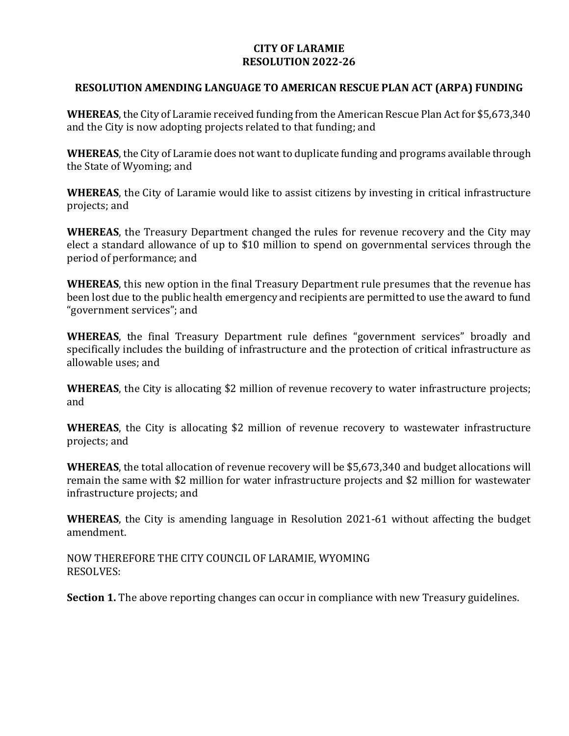# CITY OF LARAMIE
# RESOLUTION 2022-26

## RESOLUTION AMENDING LANGUAGE TO AMERICAN RESCUE PLAN ACT (ARPA) FUNDING

**WHEREAS**, the City of Laramie received funding from the American Rescue Plan Act for $5,673,340 and the City is now adopting projects related to that funding; and

**WHEREAS**, the City of Laramie does not want to duplicate funding and programs available through the State of Wyoming; and

**WHEREAS**, the City of Laramie would like to assist citizens by investing in critical infrastructure projects; and

**WHEREAS**, the Treasury Department changed the rules for revenue recovery and the City may elect a standard allowance of up to $10 million to spend on governmental services through the period of performance; and

**WHEREAS**, this new option in the final Treasury Department rule presumes that the revenue has been lost due to the public health emergency and recipients are permitted to use the award to fund "government services"; and

**WHEREAS**, the final Treasury Department rule defines "government services" broadly and specifically includes the building of infrastructure and the protection of critical infrastructure as allowable uses; and

**WHEREAS**, the City is allocating $2 million of revenue recovery to water infrastructure projects; and

**WHEREAS**, the City is allocating $2 million of revenue recovery to wastewater infrastructure projects; and

**WHEREAS**, the total allocation of revenue recovery will be $5,673,340 and budget allocations will remain the same with $2 million for water infrastructure projects and $2 million for wastewater infrastructure projects; and

**WHEREAS**, the City is amending language in Resolution 2021-61 without affecting the budget amendment.

NOW THEREFORE THE CITY COUNCIL OF LARAMIE, WYOMING RESOLVES:

**Section 1.** The above reporting changes can occur in compliance with new Treasury guidelines.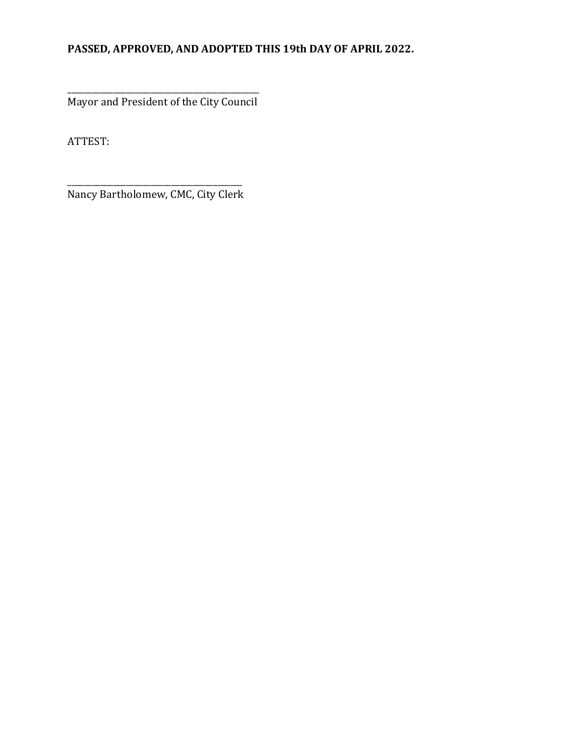**PASSED, APPROVED, AND ADOPTED THIS 19th DAY OF APRIL 2022.**

_______________________________________________
Mayor and President of the City Council

ATTEST:

__________________________________________
Nancy Bartholomew, CMC, City Clerk